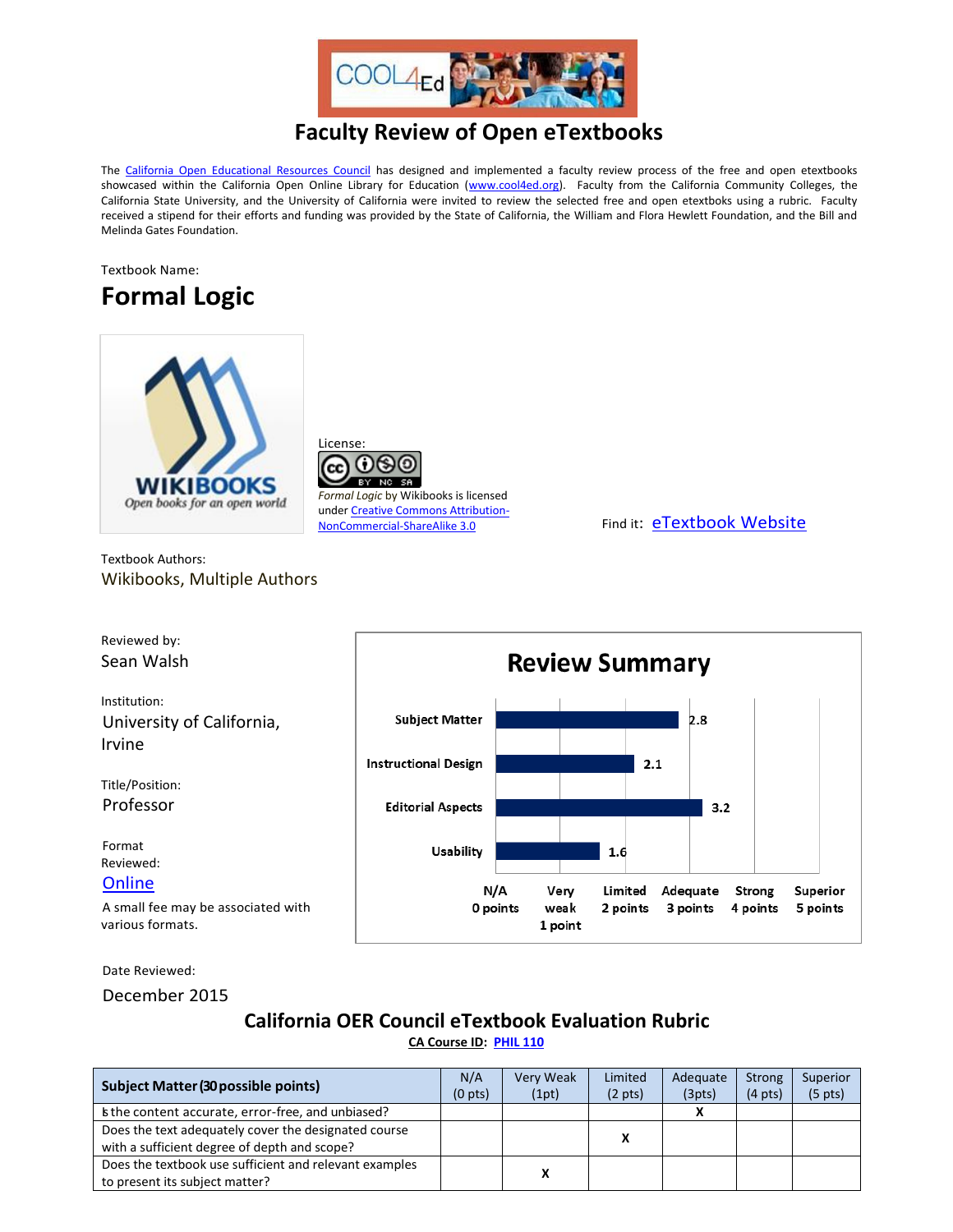# Faculty Review of Open eTextbooks

The California Open Educational Resources Council has designed and implemented a faculty review process of the free and open etextbooks showcased within the California Open Online Library for Education (www.cool4ed.org). Faculty from the California Community Colleges, the California State University, and the University of California were invited to review the selected free and open etextboks using a rubric. Faculty received a stipend for their efforts and funding was provided by the State of California, the William and Flora Hewlett Foundation, and the Bill and Melinda Gates Foundation.

Textbook Name:

## Formal Logic

License:

*Formal Logic* by Wikibooks is licensed under Creative Commons Attribution-NonCommercial-ShareAlike 3.0

Find it: eTextbook Website

Textbook Authors:
Wikibooks, Multiple Authors

Reviewed by:
Sean Walsh

Institution:
University of California, Irvine

Title/Position:
Professor

Format Reviewed:
Online

A small fee may be associated with various formats.

Date Reviewed:
December 2015

## Review Summary

| Category | Score |
|---|---|
| Subject Matter | 2.8 |
| Instructional Design | 2.1 |
| Editorial Aspects | 3.2 |
| Usability | 1.6 |

Scale: N/A 0 points; Very weak 1 point; Limited 2 points; Adequate 3 points; Strong 4 points; Superior 5 points

## California OER Council eTextbook Evaluation Rubric

CA Course ID: PHIL 110

| Subject Matter (30 possible points) | N/A (0 pts) | Very Weak (1pt) | Limited (2 pts) | Adequate (3pts) | Strong (4 pts) | Superior (5 pts) |
|---|---|---|---|---|---|---|
| Is the content accurate, error-free, and unbiased? | | | | X | | |
| Does the text adequately cover the designated course with a sufficient degree of depth and scope? | | | X | | | |
| Does the textbook use sufficient and relevant examples to present its subject matter? | | X | | | | |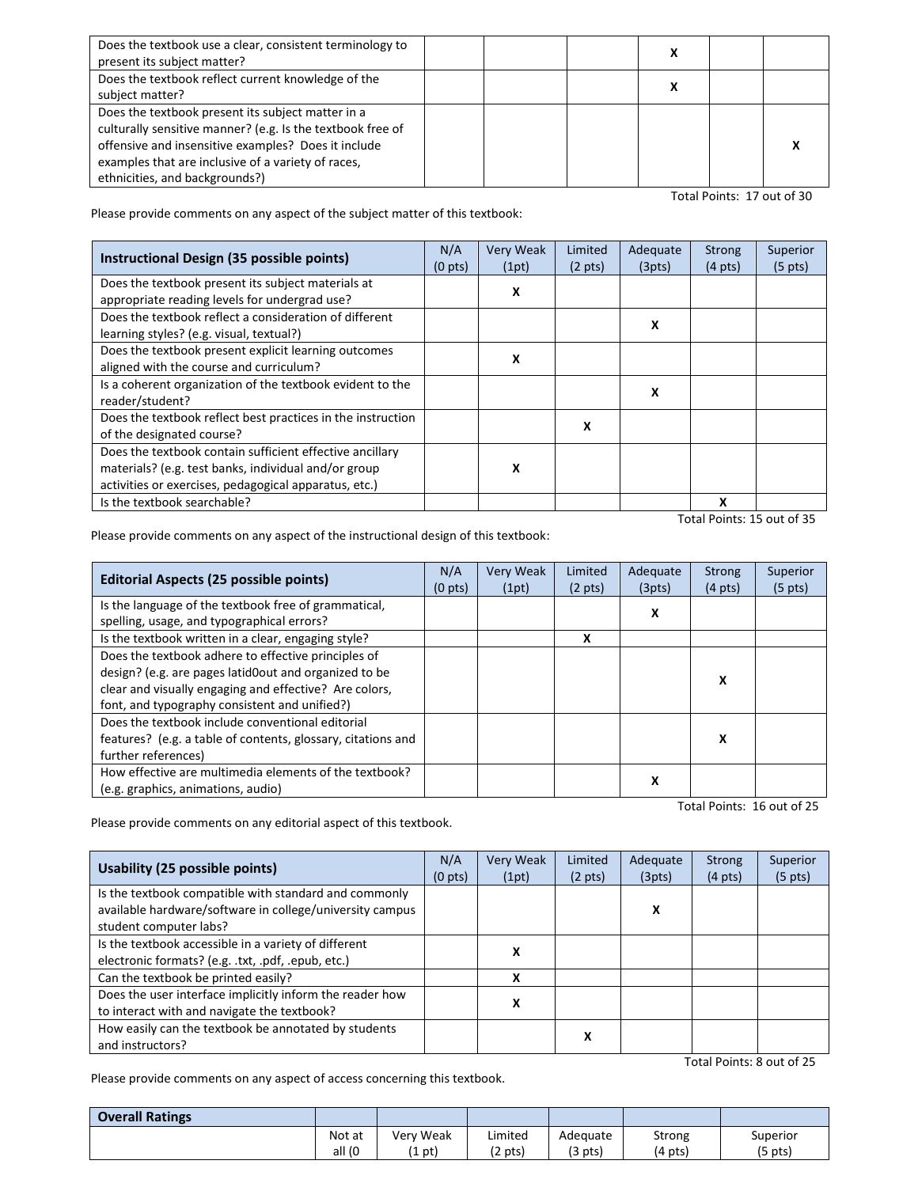| | | | | | | |
|---|---|---|---|---|---|---|
| Does the textbook use a clear, consistent terminology to present its subject matter? | | | | X | | |
| Does the textbook reflect current knowledge of the subject matter? | | | | X | | |
| Does the textbook present its subject matter in a culturally sensitive manner? (e.g. Is the textbook free of offensive and insensitive examples? Does it include examples that are inclusive of a variety of races, ethnicities, and backgrounds?) | | | | | | X |

Total Points: 17 out of 30

Please provide comments on any aspect of the subject matter of this textbook:

| Instructional Design (35 possible points) | N/A (0 pts) | Very Weak (1pt) | Limited (2 pts) | Adequate (3pts) | Strong (4 pts) | Superior (5 pts) |
|---|---|---|---|---|---|---|
| Does the textbook present its subject materials at appropriate reading levels for undergrad use? | | X | | | | |
| Does the textbook reflect a consideration of different learning styles? (e.g. visual, textual?) | | | | X | | |
| Does the textbook present explicit learning outcomes aligned with the course and curriculum? | | X | | | | |
| Is a coherent organization of the textbook evident to the reader/student? | | | | X | | |
| Does the textbook reflect best practices in the instruction of the designated course? | | | X | | | |
| Does the textbook contain sufficient effective ancillary materials? (e.g. test banks, individual and/or group activities or exercises, pedagogical apparatus, etc.) | | X | | | | |
| Is the textbook searchable? | | | | | X | |

Total Points: 15 out of 35

Please provide comments on any aspect of the instructional design of this textbook:

| Editorial Aspects (25 possible points) | N/A (0 pts) | Very Weak (1pt) | Limited (2 pts) | Adequate (3pts) | Strong (4 pts) | Superior (5 pts) |
|---|---|---|---|---|---|---|
| Is the language of the textbook free of grammatical, spelling, usage, and typographical errors? | | | | X | | |
| Is the textbook written in a clear, engaging style? | | | X | | | |
| Does the textbook adhere to effective principles of design? (e.g. are pages latid0out and organized to be clear and visually engaging and effective? Are colors, font, and typography consistent and unified?) | | | | | X | |
| Does the textbook include conventional editorial features? (e.g. a table of contents, glossary, citations and further references) | | | | | X | |
| How effective are multimedia elements of the textbook? (e.g. graphics, animations, audio) | | | | X | | |

Total Points: 16 out of 25

Please provide comments on any editorial aspect of this textbook.

| Usability (25 possible points) | N/A (0 pts) | Very Weak (1pt) | Limited (2 pts) | Adequate (3pts) | Strong (4 pts) | Superior (5 pts) |
|---|---|---|---|---|---|---|
| Is the textbook compatible with standard and commonly available hardware/software in college/university campus student computer labs? | | | | X | | |
| Is the textbook accessible in a variety of different electronic formats? (e.g. .txt, .pdf, .epub, etc.) | | X | | | | |
| Can the textbook be printed easily? | | X | | | | |
| Does the user interface implicitly inform the reader how to interact with and navigate the textbook? | | X | | | | |
| How easily can the textbook be annotated by students and instructors? | | | X | | | |

Total Points: 8 out of 25

Please provide comments on any aspect of access concerning this textbook.

| Overall Ratings | | | | | | |
|---|---|---|---|---|---|---|
| | Not at all (0 | Very Weak (1 pt) | Limited (2 pts) | Adequate (3 pts) | Strong (4 pts) | Superior (5 pts) |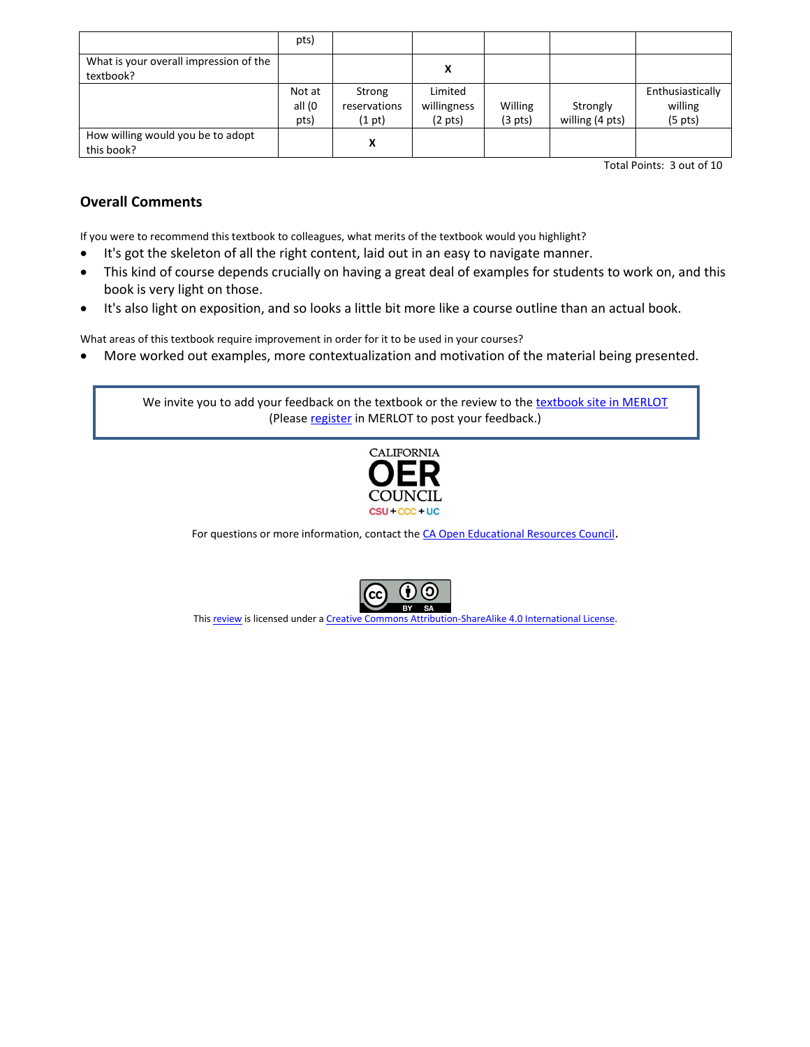| | | | | | | |
|---|---|---|---|---|---|---|
| | pts) | | | | | |
| What is your overall impression of the textbook? | | | X | | | |
| | Not at all (0 pts) | Strong reservations (1 pt) | Limited willingness (2 pts) | Willing (3 pts) | Strongly willing (4 pts) | Enthusiastically willing (5 pts) |
| How willing would you be to adopt this book? | | X | | | | |

Total Points: 3 out of 10

## Overall Comments

If you were to recommend this textbook to colleagues, what merits of the textbook would you highlight?

- It's got the skeleton of all the right content, laid out in an easy to navigate manner.
- This kind of course depends crucially on having a great deal of examples for students to work on, and this book is very light on those.
- It's also light on exposition, and so looks a little bit more like a course outline than an actual book.

What areas of this textbook require improvement in order for it to be used in your courses?

- More worked out examples, more contextualization and motivation of the material being presented.

We invite you to add your feedback on the textbook or the review to the textbook site in MERLOT (Please register in MERLOT to post your feedback.)

CALIFORNIA OER COUNCIL
CSU + CCC + UC

For questions or more information, contact the CA Open Educational Resources Council.

This review is licensed under a Creative Commons Attribution-ShareAlike 4.0 International License.